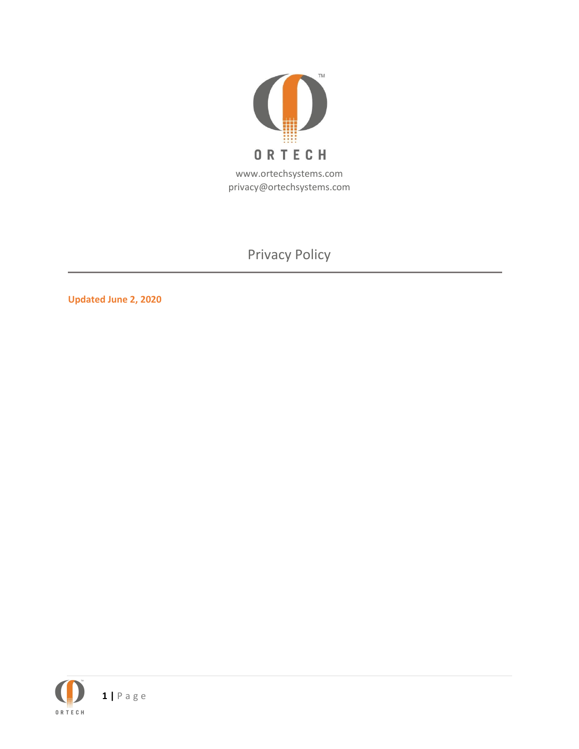ORTECH

www.ortechsystems.com
privacy@ortechsystems.com

# Privacy Policy

**Updated June 2, 2020**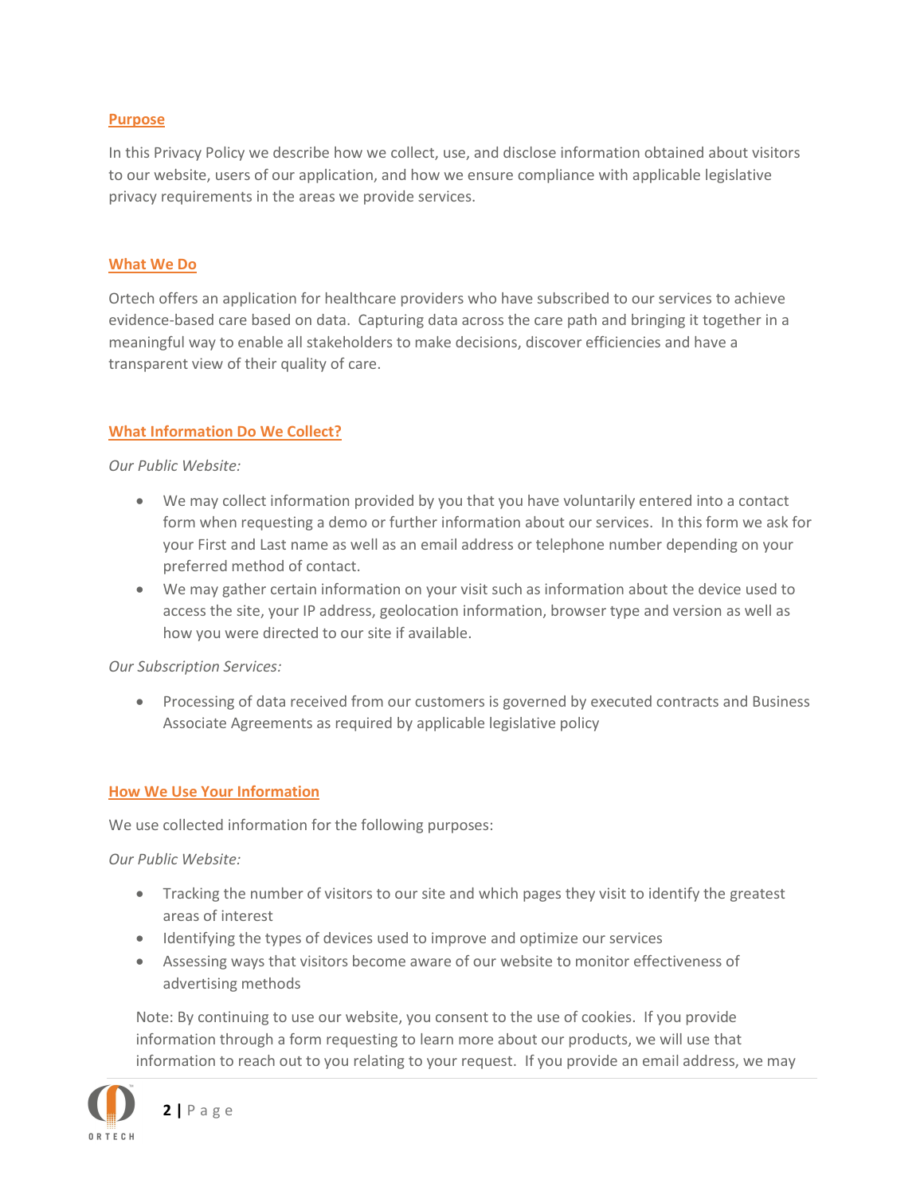## Purpose

In this Privacy Policy we describe how we collect, use, and disclose information obtained about visitors to our website, users of our application, and how we ensure compliance with applicable legislative privacy requirements in the areas we provide services.

## What We Do

Ortech offers an application for healthcare providers who have subscribed to our services to achieve evidence-based care based on data. Capturing data across the care path and bringing it together in a meaningful way to enable all stakeholders to make decisions, discover efficiencies and have a transparent view of their quality of care.

## What Information Do We Collect?

*Our Public Website:*

- We may collect information provided by you that you have voluntarily entered into a contact form when requesting a demo or further information about our services. In this form we ask for your First and Last name as well as an email address or telephone number depending on your preferred method of contact.
- We may gather certain information on your visit such as information about the device used to access the site, your IP address, geolocation information, browser type and version as well as how you were directed to our site if available.

*Our Subscription Services:*

- Processing of data received from our customers is governed by executed contracts and Business Associate Agreements as required by applicable legislative policy

## How We Use Your Information

We use collected information for the following purposes:

*Our Public Website:*

- Tracking the number of visitors to our site and which pages they visit to identify the greatest areas of interest
- Identifying the types of devices used to improve and optimize our services
- Assessing ways that visitors become aware of our website to monitor effectiveness of advertising methods

Note: By continuing to use our website, you consent to the use of cookies. If you provide information through a form requesting to learn more about our products, we will use that information to reach out to you relating to your request. If you provide an email address, we may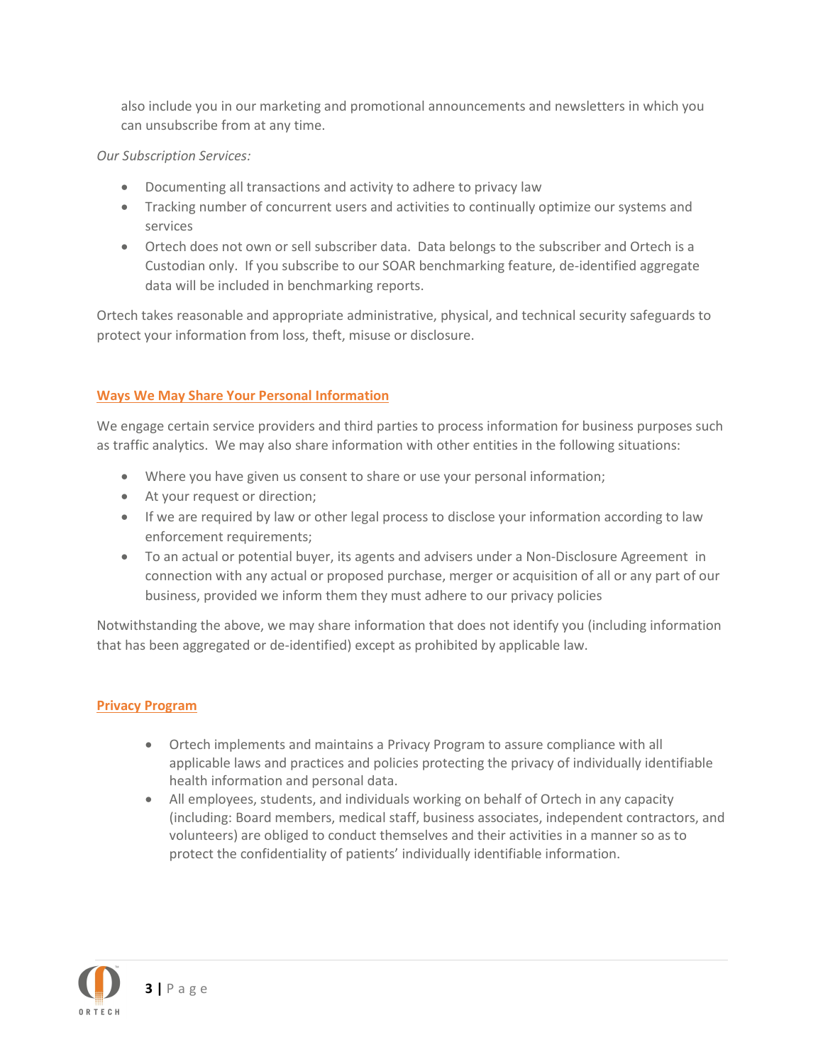also include you in our marketing and promotional announcements and newsletters in which you can unsubscribe from at any time.

*Our Subscription Services:*

- Documenting all transactions and activity to adhere to privacy law
- Tracking number of concurrent users and activities to continually optimize our systems and services
- Ortech does not own or sell subscriber data. Data belongs to the subscriber and Ortech is a Custodian only. If you subscribe to our SOAR benchmarking feature, de-identified aggregate data will be included in benchmarking reports.

Ortech takes reasonable and appropriate administrative, physical, and technical security safeguards to protect your information from loss, theft, misuse or disclosure.

## Ways We May Share Your Personal Information

We engage certain service providers and third parties to process information for business purposes such as traffic analytics. We may also share information with other entities in the following situations:

- Where you have given us consent to share or use your personal information;
- At your request or direction;
- If we are required by law or other legal process to disclose your information according to law enforcement requirements;
- To an actual or potential buyer, its agents and advisers under a Non-Disclosure Agreement in connection with any actual or proposed purchase, merger or acquisition of all or any part of our business, provided we inform them they must adhere to our privacy policies

Notwithstanding the above, we may share information that does not identify you (including information that has been aggregated or de-identified) except as prohibited by applicable law.

## Privacy Program

- Ortech implements and maintains a Privacy Program to assure compliance with all applicable laws and practices and policies protecting the privacy of individually identifiable health information and personal data.
- All employees, students, and individuals working on behalf of Ortech in any capacity (including: Board members, medical staff, business associates, independent contractors, and volunteers) are obliged to conduct themselves and their activities in a manner so as to protect the confidentiality of patients' individually identifiable information.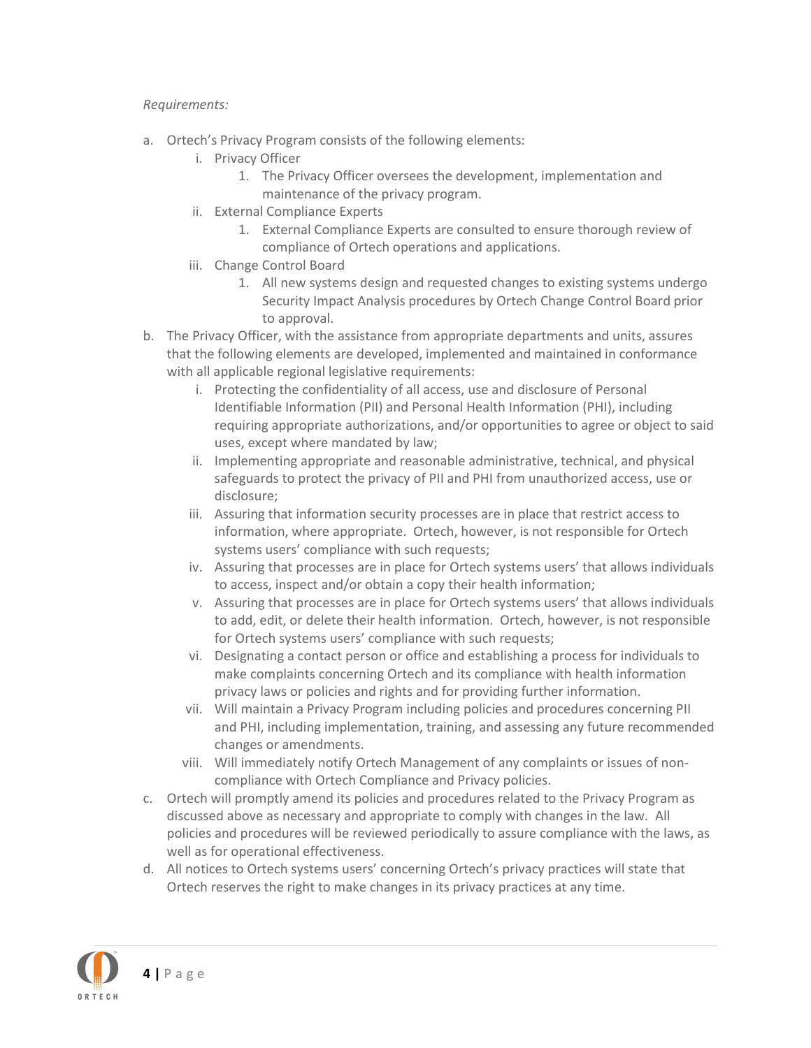*Requirements:*

a. Ortech's Privacy Program consists of the following elements:
   i. Privacy Officer
      1. The Privacy Officer oversees the development, implementation and maintenance of the privacy program.
   ii. External Compliance Experts
      1. External Compliance Experts are consulted to ensure thorough review of compliance of Ortech operations and applications.
   iii. Change Control Board
      1. All new systems design and requested changes to existing systems undergo Security Impact Analysis procedures by Ortech Change Control Board prior to approval.

b. The Privacy Officer, with the assistance from appropriate departments and units, assures that the following elements are developed, implemented and maintained in conformance with all applicable regional legislative requirements:
   i. Protecting the confidentiality of all access, use and disclosure of Personal Identifiable Information (PII) and Personal Health Information (PHI), including requiring appropriate authorizations, and/or opportunities to agree or object to said uses, except where mandated by law;
   ii. Implementing appropriate and reasonable administrative, technical, and physical safeguards to protect the privacy of PII and PHI from unauthorized access, use or disclosure;
   iii. Assuring that information security processes are in place that restrict access to information, where appropriate. Ortech, however, is not responsible for Ortech systems users' compliance with such requests;
   iv. Assuring that processes are in place for Ortech systems users' that allows individuals to access, inspect and/or obtain a copy their health information;
   v. Assuring that processes are in place for Ortech systems users' that allows individuals to add, edit, or delete their health information. Ortech, however, is not responsible for Ortech systems users' compliance with such requests;
   vi. Designating a contact person or office and establishing a process for individuals to make complaints concerning Ortech and its compliance with health information privacy laws or policies and rights and for providing further information.
   vii. Will maintain a Privacy Program including policies and procedures concerning PII and PHI, including implementation, training, and assessing any future recommended changes or amendments.
   viii. Will immediately notify Ortech Management of any complaints or issues of non-compliance with Ortech Compliance and Privacy policies.

c. Ortech will promptly amend its policies and procedures related to the Privacy Program as discussed above as necessary and appropriate to comply with changes in the law. All policies and procedures will be reviewed periodically to assure compliance with the laws, as well as for operational effectiveness.

d. All notices to Ortech systems users' concerning Ortech's privacy practices will state that Ortech reserves the right to make changes in its privacy practices at any time.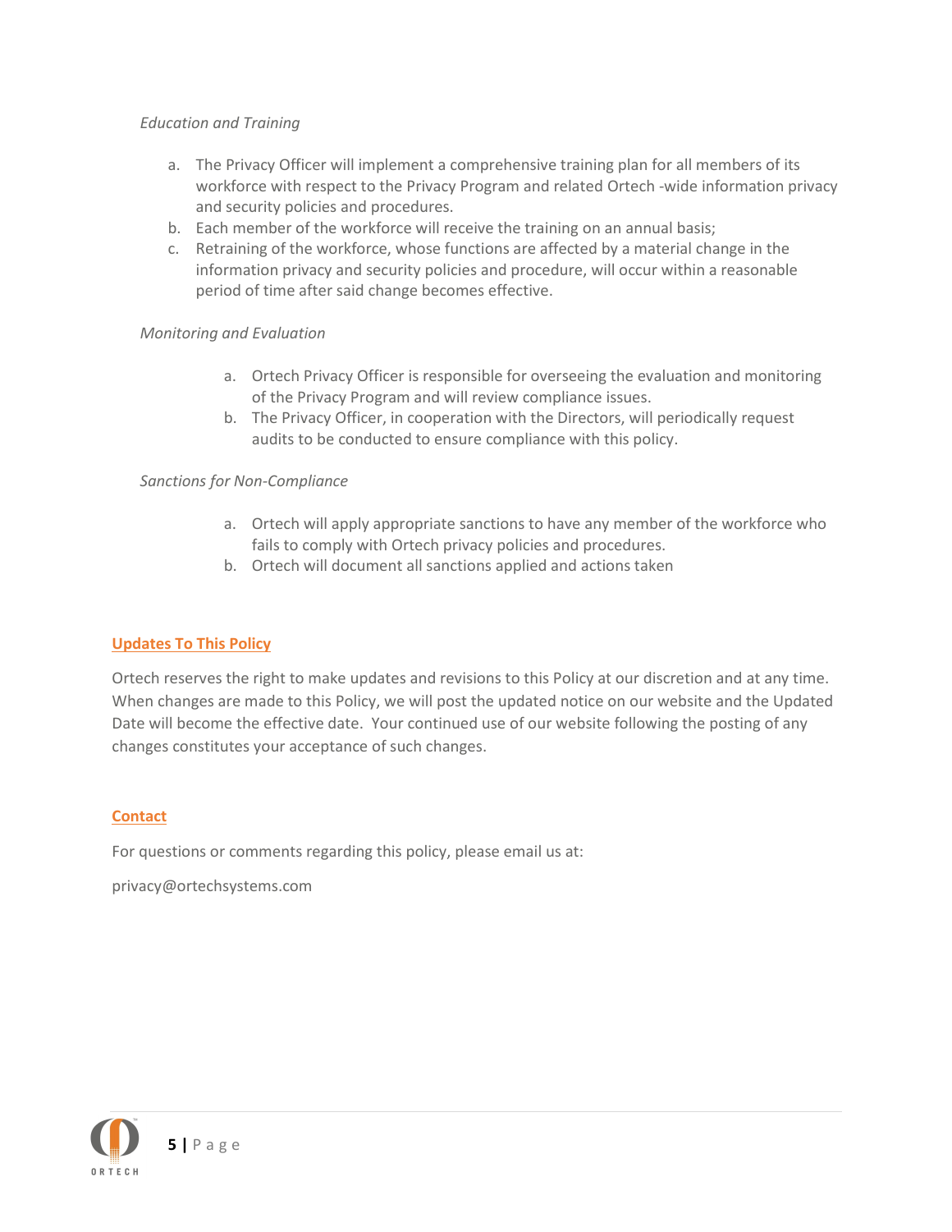*Education and Training*

a. The Privacy Officer will implement a comprehensive training plan for all members of its workforce with respect to the Privacy Program and related Ortech -wide information privacy and security policies and procedures.
b. Each member of the workforce will receive the training on an annual basis;
c. Retraining of the workforce, whose functions are affected by a material change in the information privacy and security policies and procedure, will occur within a reasonable period of time after said change becomes effective.

*Monitoring and Evaluation*

a. Ortech Privacy Officer is responsible for overseeing the evaluation and monitoring of the Privacy Program and will review compliance issues.
b. The Privacy Officer, in cooperation with the Directors, will periodically request audits to be conducted to ensure compliance with this policy.

*Sanctions for Non-Compliance*

a. Ortech will apply appropriate sanctions to have any member of the workforce who fails to comply with Ortech privacy policies and procedures.
b. Ortech will document all sanctions applied and actions taken

## Updates To This Policy

Ortech reserves the right to make updates and revisions to this Policy at our discretion and at any time. When changes are made to this Policy, we will post the updated notice on our website and the Updated Date will become the effective date. Your continued use of our website following the posting of any changes constitutes your acceptance of such changes.

## Contact

For questions or comments regarding this policy, please email us at:

privacy@ortechsystems.com